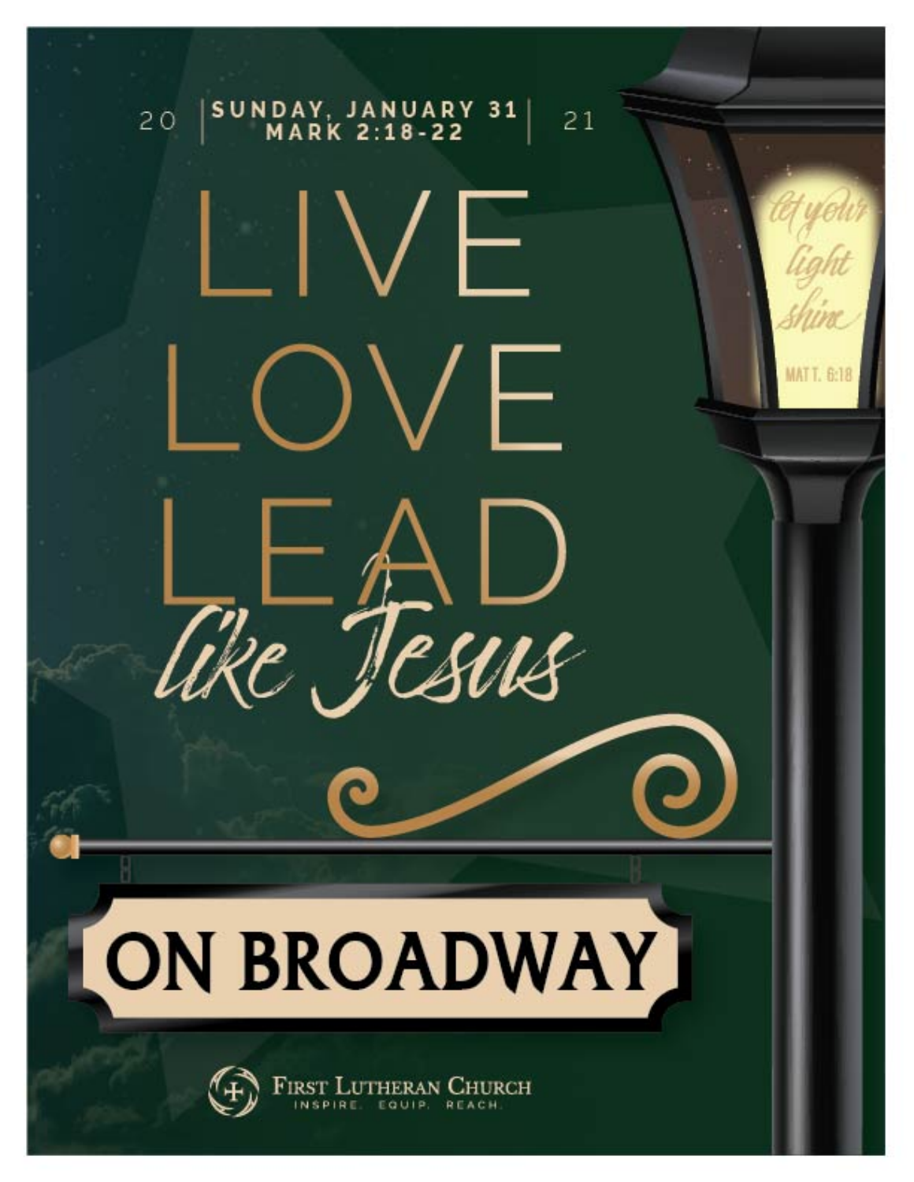2021

SUNDAY, JANUARY 31
MARK 2:18-22

# LIVE LOVE LEAD *like Jesus*

*let your light shine*
MATT. 6:18

## ON BROADWAY

FIRST LUTHERAN CHURCH
INSPIRE. EQUIP. REACH.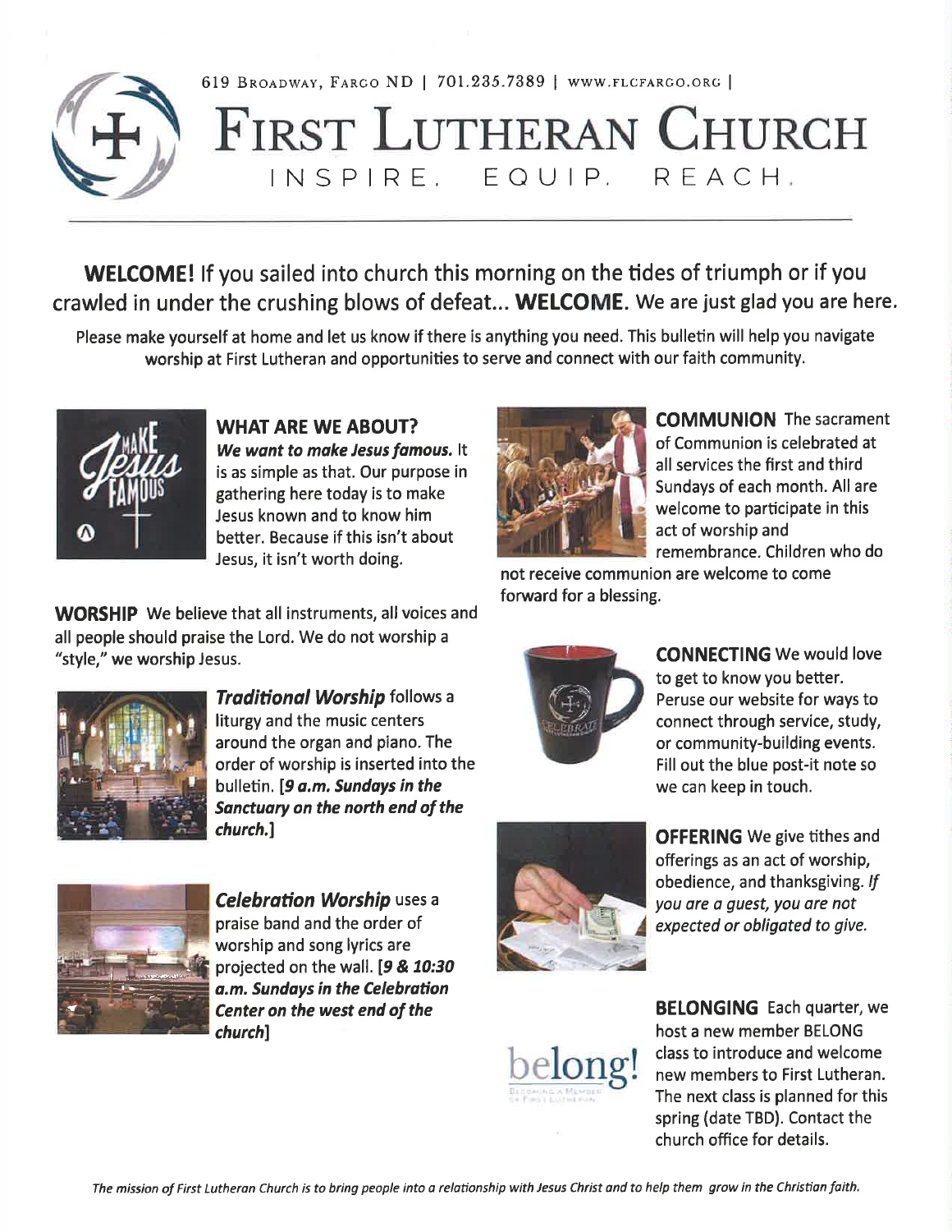619 Broadway, Fargo ND | 701.235.7389 | www.flcfargo.org |

# First Lutheran Church

INSPIRE. EQUIP. REACH.

**WELCOME!** If you sailed into church this morning on the tides of triumph or if you crawled in under the crushing blows of defeat... **WELCOME**. We are just glad you are here.

Please make yourself at home and let us know if there is anything you need. This bulletin will help you navigate worship at First Lutheran and opportunities to serve and connect with our faith community.

## WHAT ARE WE ABOUT?

***We want to make Jesus famous.*** It is as simple as that. Our purpose in gathering here today is to make Jesus known and to know him better. Because if this isn't about Jesus, it isn't worth doing.

**WORSHIP** We believe that all instruments, all voices and all people should praise the Lord. We do not worship a "style," we worship Jesus.

***Traditional Worship*** follows a liturgy and the music centers around the organ and piano. The order of worship is inserted into the bulletin. ***[9 a.m. Sundays in the Sanctuary on the north end of the church.]***

***Celebration Worship*** uses a praise band and the order of worship and song lyrics are projected on the wall. ***[9 & 10:30 a.m. Sundays in the Celebration Center on the west end of the church]***

**COMMUNION** The sacrament of Communion is celebrated at all services the first and third Sundays of each month. All are welcome to participate in this act of worship and remembrance. Children who do not receive communion are welcome to come forward for a blessing.

**CONNECTING** We would love to get to know you better. Peruse our website for ways to connect through service, study, or community-building events. Fill out the blue post-it note so we can keep in touch.

**OFFERING** We give tithes and offerings as an act of worship, obedience, and thanksgiving. *If you are a guest, you are not expected or obligated to give.*

**BELONGING** Each quarter, we host a new member BELONG class to introduce and welcome new members to First Lutheran. The next class is planned for this spring (date TBD). Contact the church office for details.

*The mission of First Lutheran Church is to bring people into a relationship with Jesus Christ and to help them grow in the Christian faith.*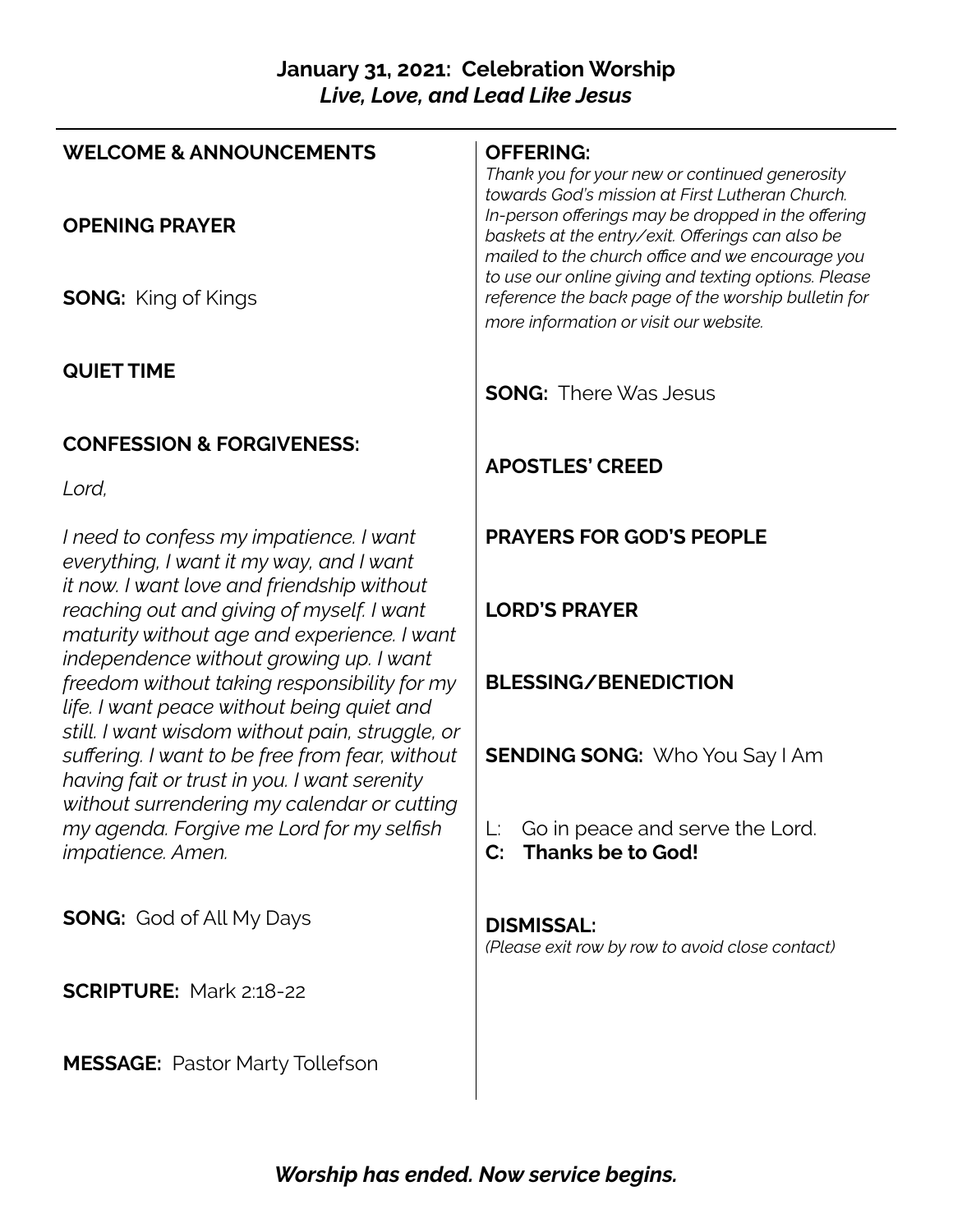## January 31, 2021: Celebration Worship
### *Live, Love, and Lead Like Jesus*

**WELCOME & ANNOUNCEMENTS**

**OPENING PRAYER**

**SONG:** King of Kings

**QUIET TIME**

**CONFESSION & FORGIVENESS:**

*Lord,*

*I need to confess my impatience. I want everything, I want it my way, and I want it now. I want love and friendship without reaching out and giving of myself. I want maturity without age and experience. I want independence without growing up. I want freedom without taking responsibility for my life. I want peace without being quiet and still. I want wisdom without pain, struggle, or suffering. I want to be free from fear, without having fait or trust in you. I want serenity without surrendering my calendar or cutting my agenda. Forgive me Lord for my selfish impatience. Amen.*

**SONG:** God of All My Days

**SCRIPTURE:** Mark 2:18-22

**MESSAGE:** Pastor Marty Tollefson

**OFFERING:**
*Thank you for your new or continued generosity towards God's mission at First Lutheran Church. In-person offerings may be dropped in the offering baskets at the entry/exit. Offerings can also be mailed to the church office and we encourage you to use our online giving and texting options. Please reference the back page of the worship bulletin for more information or visit our website.*

**SONG:** There Was Jesus

**APOSTLES' CREED**

**PRAYERS FOR GOD'S PEOPLE**

**LORD'S PRAYER**

**BLESSING/BENEDICTION**

**SENDING SONG:** Who You Say I Am

L: Go in peace and serve the Lord.
**C: Thanks be to God!**

**DISMISSAL:**
*(Please exit row by row to avoid close contact)*

***Worship has ended. Now service begins.***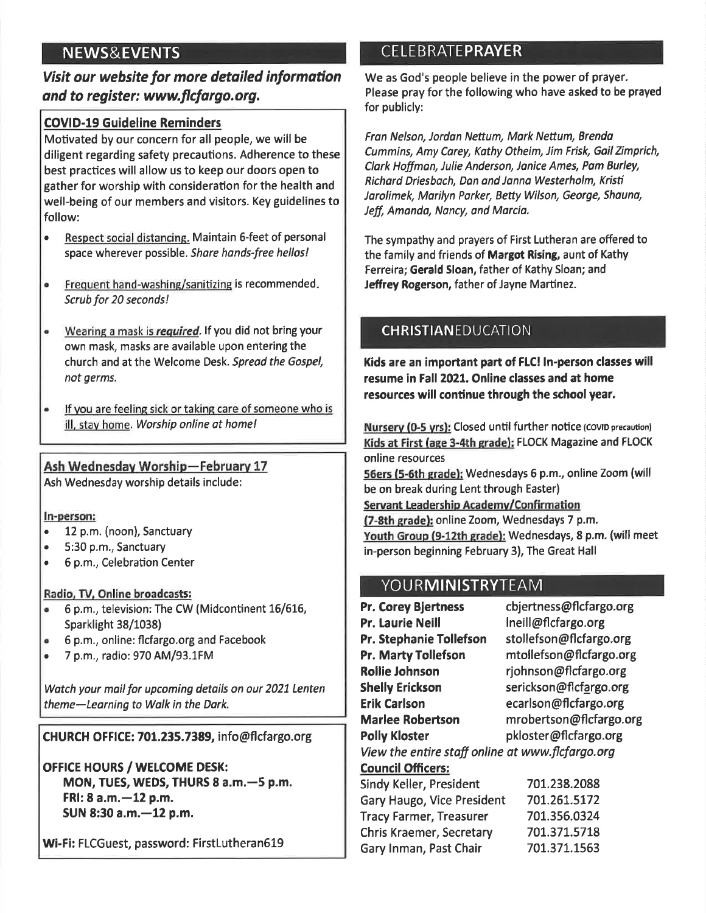## NEWS&EVENTS

***Visit our website for more detailed information and to register: www.flcfargo.org.***

### COVID-19 Guideline Reminders

Motivated by our concern for all people, we will be diligent regarding safety precautions. Adherence to these best practices will allow us to keep our doors open to gather for worship with consideration for the health and well-being of our members and visitors. Key guidelines to follow:

- Respect social distancing. Maintain 6-feet of personal space wherever possible. *Share hands-free hellos!*
- Frequent hand-washing/sanitizing is recommended. *Scrub for 20 seconds!*
- Wearing a mask is ***required***. If you did not bring your own mask, masks are available upon entering the church and at the Welcome Desk. *Spread the Gospel, not germs.*
- If you are feeling sick or taking care of someone who is ill, stay home. *Worship online at home!*

### Ash Wednesday Worship—February 17

Ash Wednesday worship details include:

**In-person:**

- 12 p.m. (noon), Sanctuary
- 5:30 p.m., Sanctuary
- 6 p.m., Celebration Center

**Radio, TV, Online broadcasts:**

- 6 p.m., television: The CW (Midcontinent 16/616, Sparklight 38/1038)
- 6 p.m., online: flcfargo.org and Facebook
- 7 p.m., radio: 970 AM/93.1FM

*Watch your mail for upcoming details on our 2021 Lenten theme—Learning to Walk in the Dark.*

**CHURCH OFFICE: 701.235.7389,** info@flcfargo.org

**OFFICE HOURS / WELCOME DESK:**
**MON, TUES, WEDS, THURS 8 a.m.—5 p.m.**
**FRI: 8 a.m.—12 p.m.**
**SUN 8:30 a.m.—12 p.m.**

**Wi-Fi:** FLCGuest, password: FirstLutheran619

## CELEBRATE**PRAYER**

We as God's people believe in the power of prayer. Please pray for the following who have asked to be prayed for publicly:

*Fran Nelson, Jordan Nettum, Mark Nettum, Brenda Cummins, Amy Carey, Kathy Otheim, Jim Frisk, Gail Zimprich, Clark Hoffman, Julie Anderson, Janice Ames, Pam Burley, Richard Driesbach, Dan and Janna Westerholm, Kristi Jarolimek, Marilyn Parker, Betty Wilson, George, Shauna, Jeff, Amanda, Nancy, and Marcia.*

The sympathy and prayers of First Lutheran are offered to the family and friends of **Margot Rising,** aunt of Kathy Ferreira; **Gerald Sloan,** father of Kathy Sloan; and **Jeffrey Rogerson,** father of Jayne Martinez.

## **CHRISTIAN**EDUCATION

**Kids are an important part of FLC! In-person classes will resume in Fall 2021. Online classes and at home resources will continue through the school year.**

**Nursery (0-5 yrs):** Closed until further notice (COVID precaution)
**Kids at First (age 3-4th grade):** FLOCK Magazine and FLOCK online resources
**56ers (5-6th grade):** Wednesdays 6 p.m., online Zoom (will be on break during Lent through Easter)
**Servant Leadership Academy/Confirmation (7-8th grade):** online Zoom, Wednesdays 7 p.m.
**Youth Group (9-12th grade): Wednesdays, 8 p.m. (will meet in-person beginning February 3), The Great Hall**

## YOUR**MINISTRY**TEAM

| | |
|---|---|
| **Pr. Corey Bjertness** | cbjertness@flcfargo.org |
| **Pr. Laurie Neill** | lneill@flcfargo.org |
| **Pr. Stephanie Tollefson** | stollefson@flcfargo.org |
| **Pr. Marty Tollefson** | mtollefson@flcfargo.org |
| **Rollie Johnson** | rjohnson@flcfargo.org |
| **Shelly Erickson** | serickson@flcfargo.org |
| **Erik Carlson** | ecarlson@flcfargo.org |
| **Marlee Robertson** | mrobertson@flcfargo.org |
| **Polly Kloster** | pkloster@flcfargo.org |

*View the entire staff online at www.flcfargo.org*

**Council Officers:**

| | |
|---|---|
| Sindy Keller, President | 701.238.2088 |
| Gary Haugo, Vice President | 701.261.5172 |
| Tracy Farmer, Treasurer | 701.356.0324 |
| Chris Kraemer, Secretary | 701.371.5718 |
| Gary Inman, Past Chair | 701.371.1563 |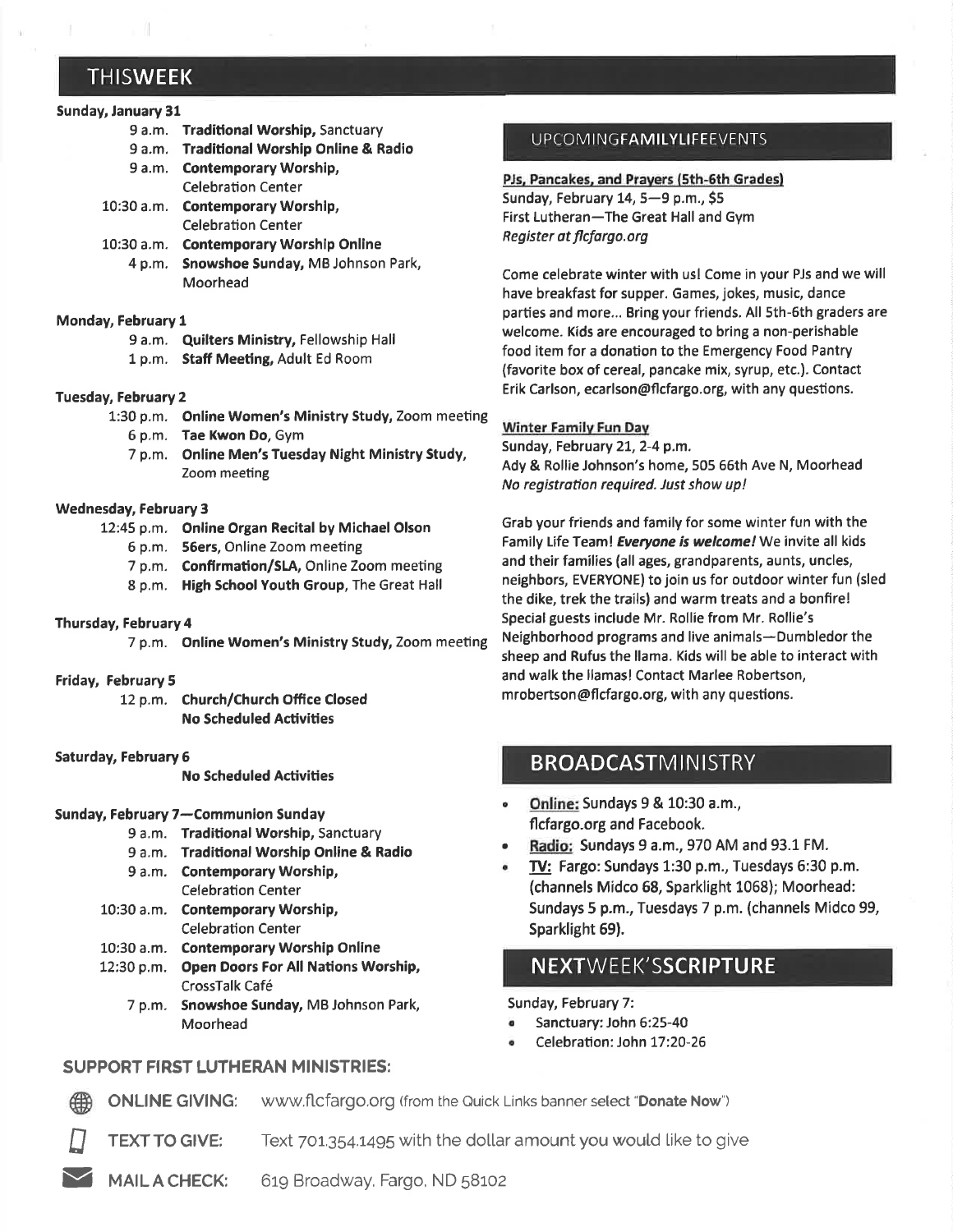## THISWEEK

**Sunday, January 31**

- 9 a.m. **Traditional Worship,** Sanctuary
- 9 a.m. **Traditional Worship Online & Radio**
- 9 a.m. **Contemporary Worship,** Celebration Center
- 10:30 a.m. **Contemporary Worship,** Celebration Center
- 10:30 a.m. **Contemporary Worship Online**
- 4 p.m. **Snowshoe Sunday,** MB Johnson Park, Moorhead

**Monday, February 1**

- 9 a.m. **Quilters Ministry,** Fellowship Hall
- 1 p.m. **Staff Meeting,** Adult Ed Room

**Tuesday, February 2**

- 1:30 p.m. **Online Women's Ministry Study,** Zoom meeting
- 6 p.m. **Tae Kwon Do,** Gym
- 7 p.m. **Online Men's Tuesday Night Ministry Study,** Zoom meeting

**Wednesday, February 3**

- 12:45 p.m. **Online Organ Recital by Michael Olson**
- 6 p.m. **56ers,** Online Zoom meeting
- 7 p.m. **Confirmation/SLA,** Online Zoom meeting
- 8 p.m. **High School Youth Group,** The Great Hall

**Thursday, February 4**

- 7 p.m. **Online Women's Ministry Study,** Zoom meeting

**Friday, February 5**

- 12 p.m. **Church/Church Office Closed**
  **No Scheduled Activities**

**Saturday, February 6**

**No Scheduled Activities**

**Sunday, February 7—Communion Sunday**

- 9 a.m. **Traditional Worship,** Sanctuary
- 9 a.m. **Traditional Worship Online & Radio**
- 9 a.m. **Contemporary Worship,** Celebration Center
- 10:30 a.m. **Contemporary Worship,** Celebration Center
- 10:30 a.m. **Contemporary Worship Online**
- 12:30 p.m. **Open Doors For All Nations Worship,** CrossTalk Café
- 7 p.m. **Snowshoe Sunday,** MB Johnson Park, Moorhead

## UPCOMING**FAMILYLIFE**EVENTS

**PJs, Pancakes, and Prayers (5th-6th Grades)**
Sunday, February 14, 5—9 p.m., $5
First Lutheran—The Great Hall and Gym
*Register at flcfargo.org*

Come celebrate winter with us! Come in your PJs and we will have breakfast for supper. Games, jokes, music, dance parties and more... Bring your friends. All 5th-6th graders are welcome. Kids are encouraged to bring a non-perishable food item for a donation to the Emergency Food Pantry (favorite box of cereal, pancake mix, syrup, etc.). Contact Erik Carlson, ecarlson@flcfargo.org, with any questions.

**Winter Family Fun Day**
Sunday, February 21, 2-4 p.m.
Ady & Rollie Johnson's home, 505 66th Ave N, Moorhead
*No registration required. Just show up!*

Grab your friends and family for some winter fun with the Family Life Team! ***Everyone is welcome!*** We invite all kids and their families (all ages, grandparents, aunts, uncles, neighbors, EVERYONE) to join us for outdoor winter fun (sled the dike, trek the trails) and warm treats and a bonfire! Special guests include Mr. Rollie from Mr. Rollie's Neighborhood programs and live animals—Dumbledor the sheep and Rufus the llama. Kids will be able to interact with and walk the llamas! Contact Marlee Robertson, mrobertson@flcfargo.org, with any questions.

## **BROADCAST**MINISTRY

- **Online:** Sundays 9 & 10:30 a.m., flcfargo.org and Facebook.
- **Radio:** Sundays 9 a.m., 970 AM and 93.1 FM.
- **TV:** Fargo: Sundays 1:30 p.m., Tuesdays 6:30 p.m. (channels Midco 68, Sparklight 1068); Moorhead: Sundays 5 p.m., Tuesdays 7 p.m. (channels Midco 99, Sparklight 69).

## **NEXT**WEEK'S**SCRIPTURE**

Sunday, February 7:

- Sanctuary: John 6:25-40
- Celebration: John 17:20-26

### SUPPORT FIRST LUTHERAN MINISTRIES:

**ONLINE GIVING:** www.flcfargo.org (from the Quick Links banner select "**Donate Now**")

**TEXT TO GIVE:** Text 701.354.1495 with the dollar amount you would like to give

**MAIL A CHECK:** 619 Broadway, Fargo, ND 58102